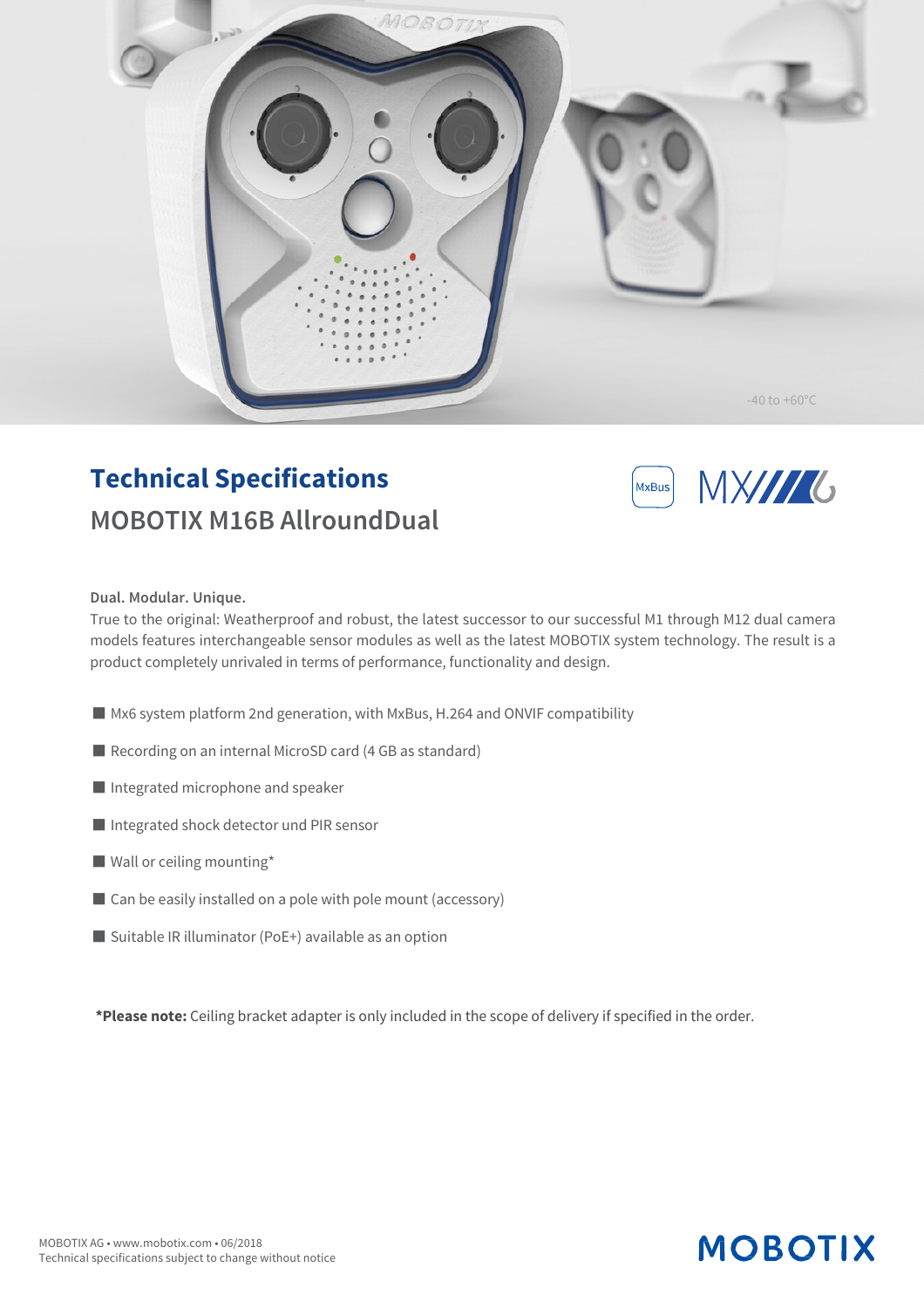# Technical Specifications

## MOBOTIX M16B AllroundDual

**Dual. Modular. Unique.**

True to the original: Weatherproof and robust, the latest successor to our successful M1 through M12 dual camera models features interchangeable sensor modules as well as the latest MOBOTIX system technology. The result is a product completely unrivaled in terms of performance, functionality and design.

- Mx6 system platform 2nd generation, with MxBus, H.264 and ONVIF compatibility
- Recording on an internal MicroSD card (4 GB as standard)
- Integrated microphone and speaker
- Integrated shock detector und PIR sensor
- Wall or ceiling mounting*
- Can be easily installed on a pole with pole mount (accessory)
- Suitable IR illuminator (PoE+) available as an option

***Please note:** Ceiling bracket adapter is only included in the scope of delivery if specified in the order.

MOBOTIX AG • www.mobotix.com • 06/2018
Technical specifications subject to change without notice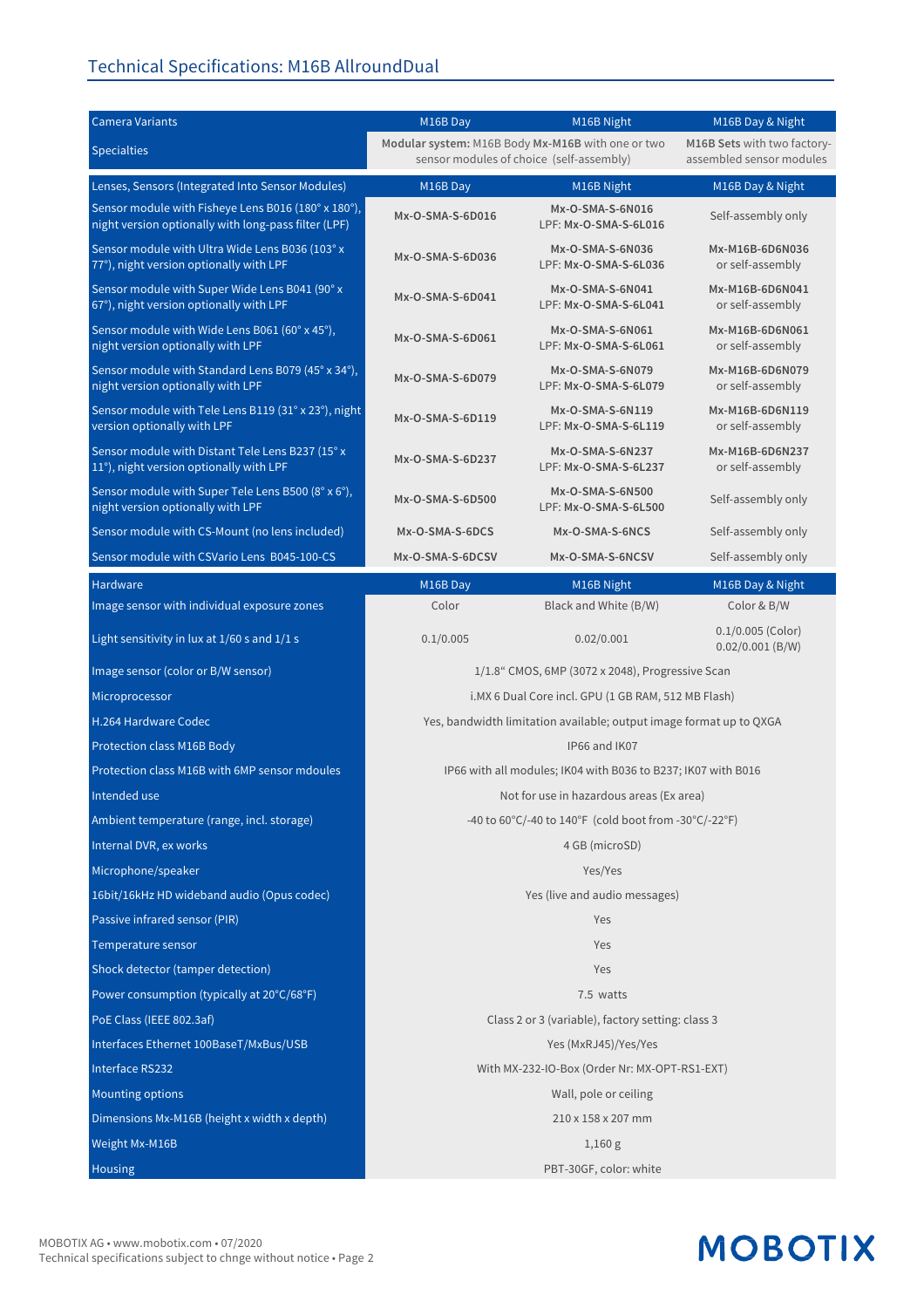## Technical Specifications: M16B AllroundDual

| Camera Variants | M16B Day | M16B Night | M16B Day & Night |
|---|---|---|---|
| Specialties | **Modular system:** M16B Body **Mx-M16B** with one or two sensor modules of choice (self-assembly) | | **M16B Sets** with two factory-assembled sensor modules |
| **Lenses, Sensors (Integrated Into Sensor Modules)** | **M16B Day** | **M16B Night** | **M16B Day & Night** |
| Sensor module with Fisheye Lens B016 (180° x 180°), night version optionally with long-pass filter (LPF) | **Mx-O-SMA-S-6D016** | **Mx-O-SMA-S-6N016** LPF: **Mx-O-SMA-S-6L016** | Self-assembly only |
| Sensor module with Ultra Wide Lens B036 (103° x 77°), night version optionally with LPF | **Mx-O-SMA-S-6D036** | **Mx-O-SMA-S-6N036** LPF: **Mx-O-SMA-S-6L036** | **Mx-M16B-6D6N036** or self-assembly |
| Sensor module with Super Wide Lens B041 (90° x 67°), night version optionally with LPF | **Mx-O-SMA-S-6D041** | **Mx-O-SMA-S-6N041** LPF: **Mx-O-SMA-S-6L041** | **Mx-M16B-6D6N041** or self-assembly |
| Sensor module with Wide Lens B061 (60° x 45°), night version optionally with LPF | **Mx-O-SMA-S-6D061** | **Mx-O-SMA-S-6N061** LPF: **Mx-O-SMA-S-6L061** | **Mx-M16B-6D6N061** or self-assembly |
| Sensor module with Standard Lens B079 (45° x 34°), night version optionally with LPF | **Mx-O-SMA-S-6D079** | **Mx-O-SMA-S-6N079** LPF: **Mx-O-SMA-S-6L079** | **Mx-M16B-6D6N079** or self-assembly |
| Sensor module with Tele Lens B119 (31° x 23°), night version optionally with LPF | **Mx-O-SMA-S-6D119** | **Mx-O-SMA-S-6N119** LPF: **Mx-O-SMA-S-6L119** | **Mx-M16B-6D6N119** or self-assembly |
| Sensor module with Distant Tele Lens B237 (15° x 11°), night version optionally with LPF | **Mx-O-SMA-S-6D237** | **Mx-O-SMA-S-6N237** LPF: **Mx-O-SMA-S-6L237** | **Mx-M16B-6D6N237** or self-assembly |
| Sensor module with Super Tele Lens B500 (8° x 6°), night version optionally with LPF | **Mx-O-SMA-S-6D500** | **Mx-O-SMA-S-6N500** LPF: **Mx-O-SMA-S-6L500** | Self-assembly only |
| Sensor module with CS-Mount (no lens included) | **Mx-O-SMA-S-6DCS** | **Mx-O-SMA-S-6NCS** | Self-assembly only |
| Sensor module with CSVario Lens B045-100-CS | **Mx-O-SMA-S-6DCSV** | **Mx-O-SMA-S-6NCSV** | Self-assembly only |
| **Hardware** | **M16B Day** | **M16B Night** | **M16B Day & Night** |
| Image sensor with individual exposure zones | Color | Black and White (B/W) | Color & B/W |
| Light sensitivity in lux at 1/60 s and 1/1 s | 0.1/0.005 | 0.02/0.001 | 0.1/0.005 (Color) 0.02/0.001 (B/W) |
| Image sensor (color or B/W sensor) | 1/1.8" CMOS, 6MP (3072 x 2048), Progressive Scan | | |
| Microprocessor | i.MX 6 Dual Core incl. GPU (1 GB RAM, 512 MB Flash) | | |
| H.264 Hardware Codec | Yes, bandwidth limitation available; output image format up to QXGA | | |
| Protection class M16B Body | IP66 and IK07 | | |
| Protection class M16B with 6MP sensor mdoules | IP66 with all modules; IK04 with B036 to B237; IK07 with B016 | | |
| Intended use | Not for use in hazardous areas (Ex area) | | |
| Ambient temperature (range, incl. storage) | -40 to 60°C/-40 to 140°F (cold boot from -30°C/-22°F) | | |
| Internal DVR, ex works | 4 GB (microSD) | | |
| Microphone/speaker | Yes/Yes | | |
| 16bit/16kHz HD wideband audio (Opus codec) | Yes (live and audio messages) | | |
| Passive infrared sensor (PIR) | Yes | | |
| Temperature sensor | Yes | | |
| Shock detector (tamper detection) | Yes | | |
| Power consumption (typically at 20°C/68°F) | 7.5 watts | | |
| PoE Class (IEEE 802.3af) | Class 2 or 3 (variable), factory setting: class 3 | | |
| Interfaces Ethernet 100BaseT/MxBus/USB | Yes (MxRJ45)/Yes/Yes | | |
| Interface RS232 | With MX-232-IO-Box (Order Nr: MX-OPT-RS1-EXT) | | |
| Mounting options | Wall, pole or ceiling | | |
| Dimensions Mx-M16B (height x width x depth) | 210 x 158 x 207 mm | | |
| Weight Mx-M16B | 1,160 g | | |
| Housing | PBT-30GF, color: white | | |

MOBOTIX AG • www.mobotix.com • 07/2020
Technical specifications subject to chnge without notice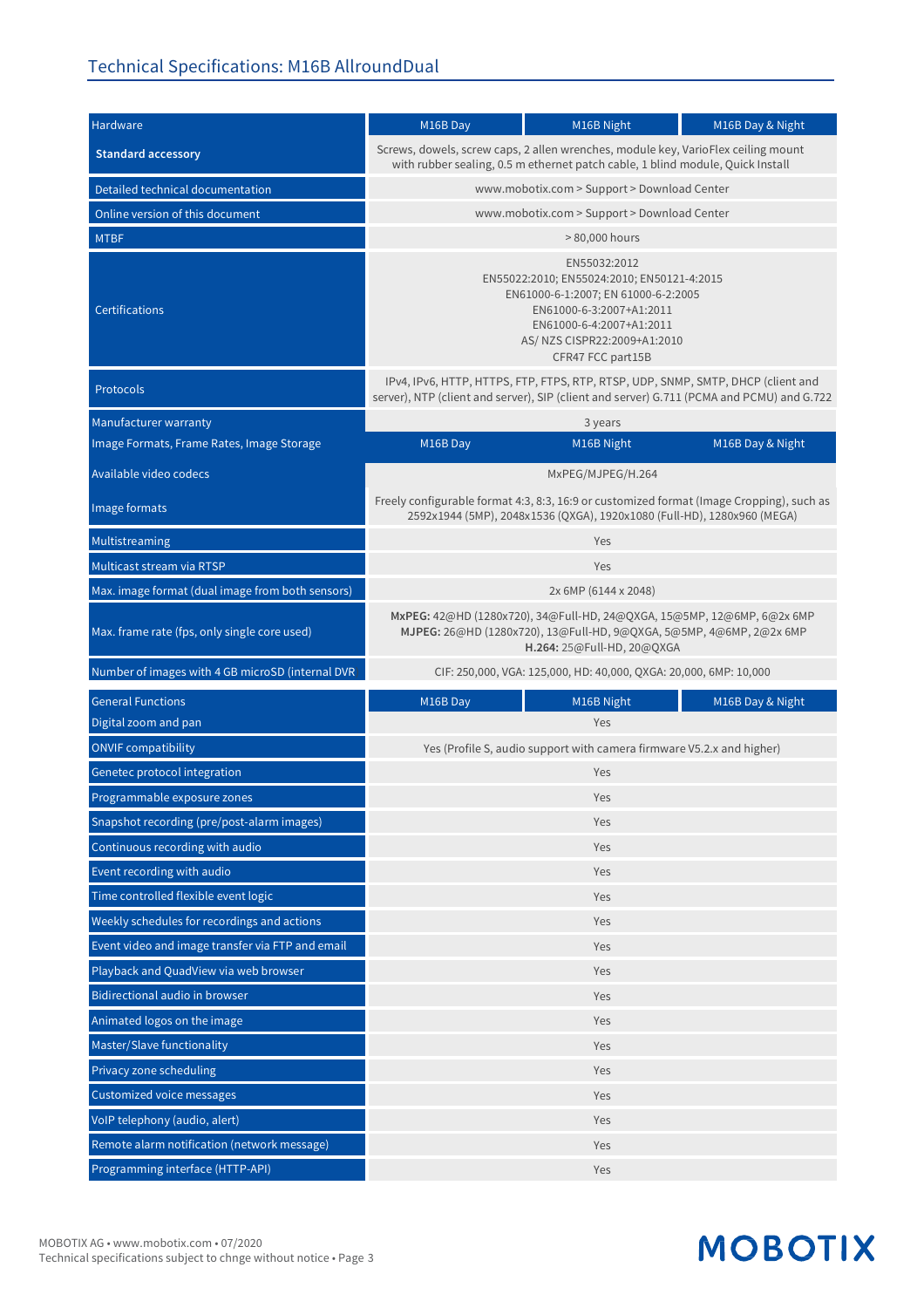# Technical Specifications: M16B AllroundDual

| Hardware | M16B Day | M16B Night | M16B Day & Night |
|---|---|---|---|
| **Standard accessory** | Screws, dowels, screw caps, 2 allen wrenches, module key, VarioFlex ceiling mount with rubber sealing, 0.5 m ethernet patch cable, 1 blind module, Quick Install | | |
| Detailed technical documentation | www.mobotix.com > Support > Download Center | | |
| Online version of this document | www.mobotix.com > Support > Download Center | | |
| MTBF | > 80,000 hours | | |
| Certifications | EN55032:2012<br>EN55022:2010; EN55024:2010; EN50121-4:2015<br>EN61000-6-1:2007; EN 61000-6-2:2005<br>EN61000-6-3:2007+A1:2011<br>EN61000-6-4:2007+A1:2011<br>AS/ NZS CISPR22:2009+A1:2010<br>CFR47 FCC part15B | | |
| Protocols | IPv4, IPv6, HTTP, HTTPS, FTP, FTPS, RTP, RTSP, UDP, SNMP, SMTP, DHCP (client and server), NTP (client and server), SIP (client and server) G.711 (PCMA and PCMU) and G.722 | | |
| Manufacturer warranty | 3 years | | |

| Image Formats, Frame Rates, Image Storage | M16B Day | M16B Night | M16B Day & Night |
|---|---|---|---|
| Available video codecs | MxPEG/MJPEG/H.264 | | |
| Image formats | Freely configurable format 4:3, 8:3, 16:9 or customized format (Image Cropping), such as 2592x1944 (5MP), 2048x1536 (QXGA), 1920x1080 (Full-HD), 1280x960 (MEGA) | | |
| Multistreaming | Yes | | |
| Multicast stream via RTSP | Yes | | |
| Max. image format (dual image from both sensors) | 2x 6MP (6144 x 2048) | | |
| Max. frame rate (fps, only single core used) | **MxPEG:** 42@HD (1280x720), 34@Full-HD, 24@QXGA, 15@5MP, 12@6MP, 6@2x 6MP<br>**MJPEG:** 26@HD (1280x720), 13@Full-HD, 9@QXGA, 5@5MP, 4@6MP, 2@2x 6MP<br>**H.264:** 25@Full-HD, 20@QXGA | | |
| Number of images with 4 GB microSD (internal DVR | CIF: 250,000, VGA: 125,000, HD: 40,000, QXGA: 20,000, 6MP: 10,000 | | |

| General Functions | M16B Day | M16B Night | M16B Day & Night |
|---|---|---|---|
| Digital zoom and pan | Yes | | |
| ONVIF compatibility | Yes (Profile S, audio support with camera firmware V5.2.x and higher) | | |
| Genetec protocol integration | Yes | | |
| Programmable exposure zones | Yes | | |
| Snapshot recording (pre/post-alarm images) | Yes | | |
| Continuous recording with audio | Yes | | |
| Event recording with audio | Yes | | |
| Time controlled flexible event logic | Yes | | |
| Weekly schedules for recordings and actions | Yes | | |
| Event video and image transfer via FTP and email | Yes | | |
| Playback and QuadView via web browser | Yes | | |
| Bidirectional audio in browser | Yes | | |
| Animated logos on the image | Yes | | |
| Master/Slave functionality | Yes | | |
| Privacy zone scheduling | Yes | | |
| Customized voice messages | Yes | | |
| VoIP telephony (audio, alert) | Yes | | |
| Remote alarm notification (network message) | Yes | | |
| Programming interface (HTTP-API) | Yes | | |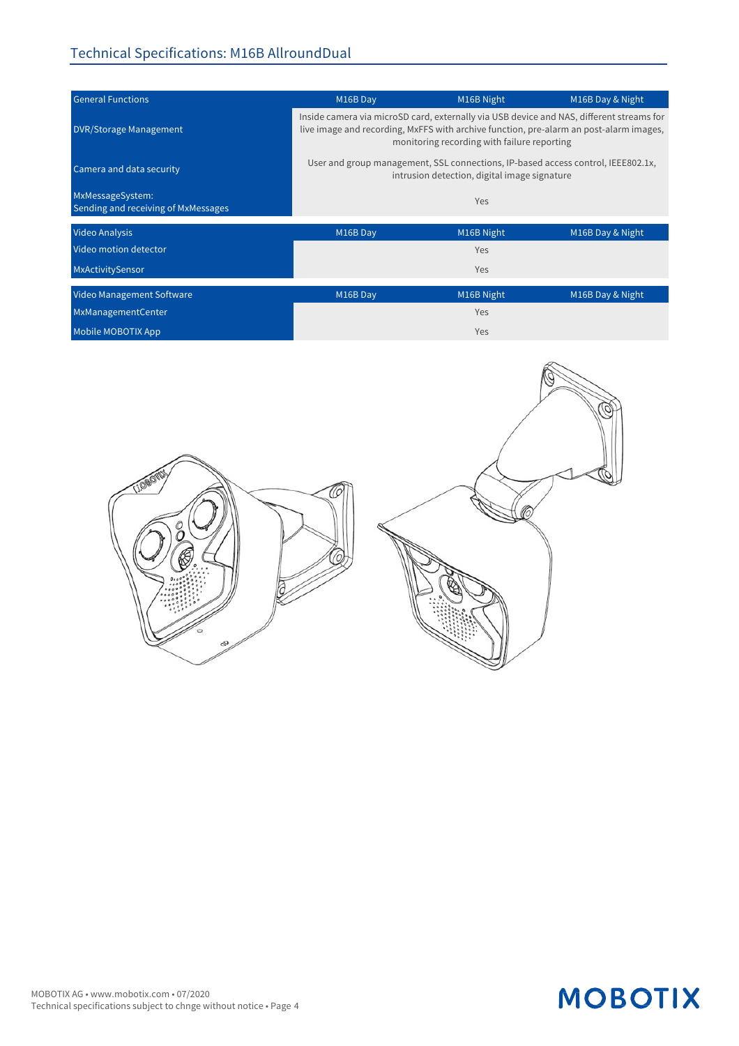## Technical Specifications: M16B AllroundDual

| General Functions | M16B Day | M16B Night | M16B Day & Night |
|---|---|---|---|
| DVR/Storage Management | Inside camera via microSD card, externally via USB device and NAS, different streams for live image and recording, MxFFS with archive function, pre-alarm an post-alarm images, monitoring recording with failure reporting | | |
| Camera and data security | User and group management, SSL connections, IP-based access control, IEEE802.1x, intrusion detection, digital image signature | | |
| MxMessageSystem: Sending and receiving of MxMessages | Yes | | |

| Video Analysis | M16B Day | M16B Night | M16B Day & Night |
|---|---|---|---|
| Video motion detector | Yes | | |
| MxActivitySensor | Yes | | |

| Video Management Software | M16B Day | M16B Night | M16B Day & Night |
|---|---|---|---|
| MxManagementCenter | Yes | | |
| Mobile MOBOTIX App | Yes | | |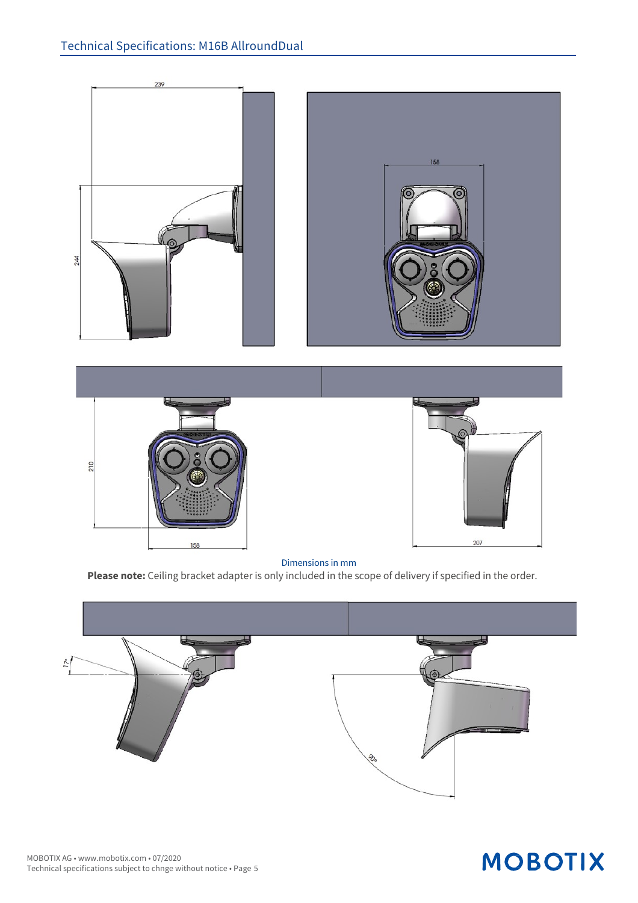Dimensions in mm

**Please note:** Ceiling bracket adapter is only included in the scope of delivery if specified in the order.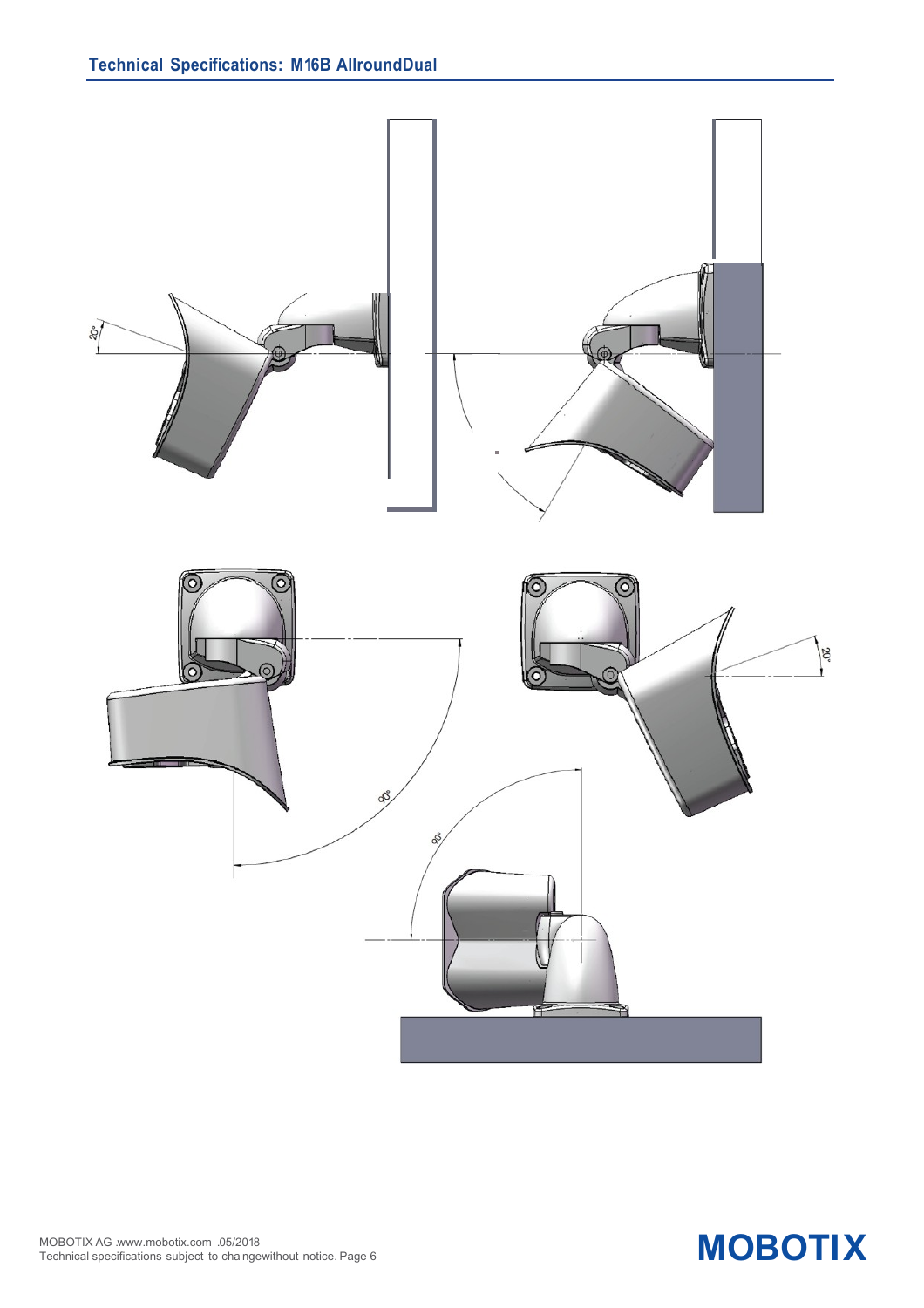## Technical Specifications: M16B AllroundDual

20°

20°

90°

90°